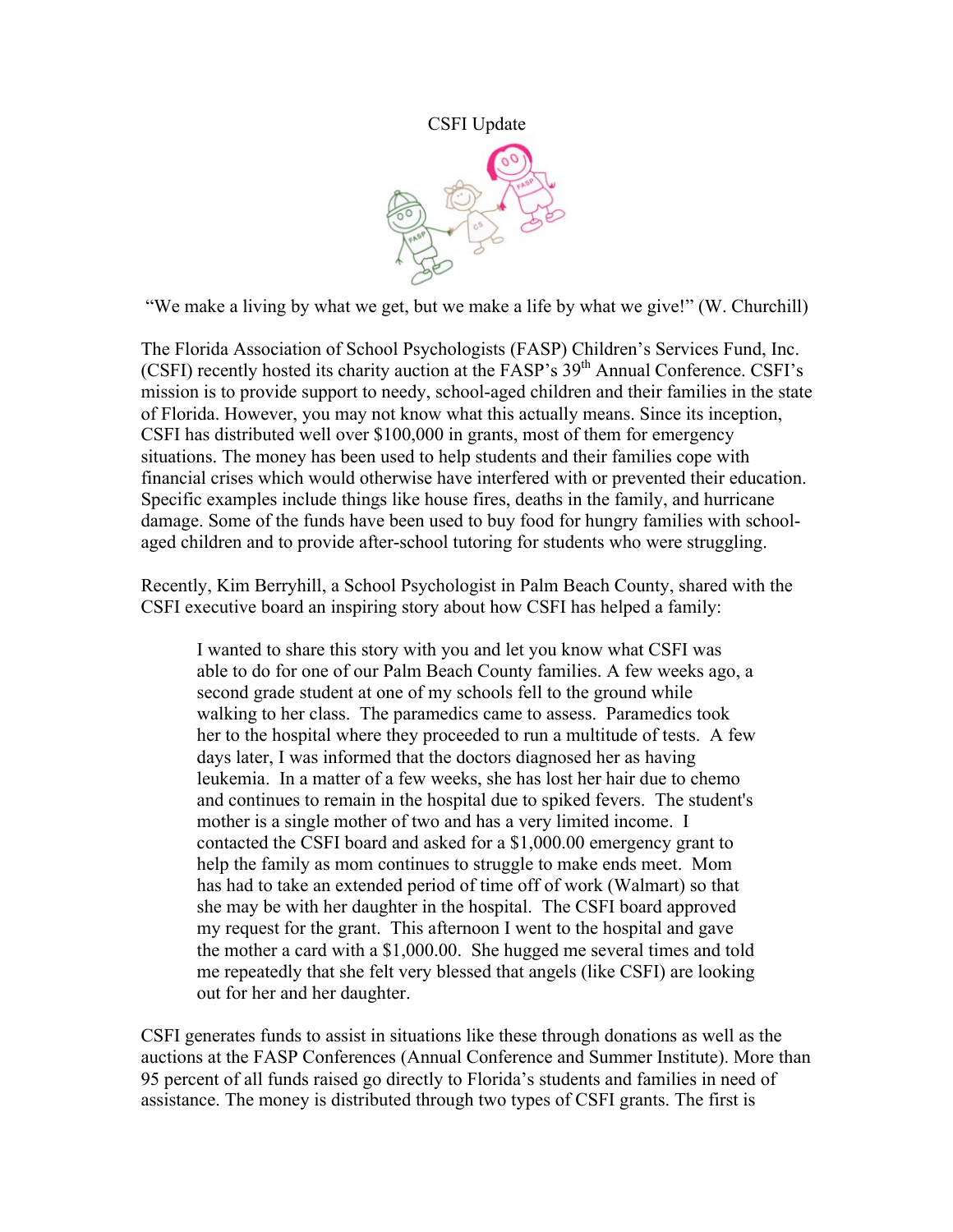# CSFI Update

"We make a living by what we get, but we make a life by what we give!" (W. Churchill)

The Florida Association of School Psychologists (FASP) Children's Services Fund, Inc. (CSFI) recently hosted its charity auction at the FASP's 39th Annual Conference. CSFI's mission is to provide support to needy, school-aged children and their families in the state of Florida. However, you may not know what this actually means. Since its inception, CSFI has distributed well over $100,000 in grants, most of them for emergency situations. The money has been used to help students and their families cope with financial crises which would otherwise have interfered with or prevented their education. Specific examples include things like house fires, deaths in the family, and hurricane damage. Some of the funds have been used to buy food for hungry families with school-aged children and to provide after-school tutoring for students who were struggling.

Recently, Kim Berryhill, a School Psychologist in Palm Beach County, shared with the CSFI executive board an inspiring story about how CSFI has helped a family:

> I wanted to share this story with you and let you know what CSFI was able to do for one of our Palm Beach County families. A few weeks ago, a second grade student at one of my schools fell to the ground while walking to her class. The paramedics came to assess. Paramedics took her to the hospital where they proceeded to run a multitude of tests. A few days later, I was informed that the doctors diagnosed her as having leukemia. In a matter of a few weeks, she has lost her hair due to chemo and continues to remain in the hospital due to spiked fevers. The student's mother is a single mother of two and has a very limited income. I contacted the CSFI board and asked for a $1,000.00 emergency grant to help the family as mom continues to struggle to make ends meet. Mom has had to take an extended period of time off of work (Walmart) so that she may be with her daughter in the hospital. The CSFI board approved my request for the grant. This afternoon I went to the hospital and gave the mother a card with a $1,000.00. She hugged me several times and told me repeatedly that she felt very blessed that angels (like CSFI) are looking out for her and her daughter.

CSFI generates funds to assist in situations like these through donations as well as the auctions at the FASP Conferences (Annual Conference and Summer Institute). More than 95 percent of all funds raised go directly to Florida's students and families in need of assistance. The money is distributed through two types of CSFI grants. The first is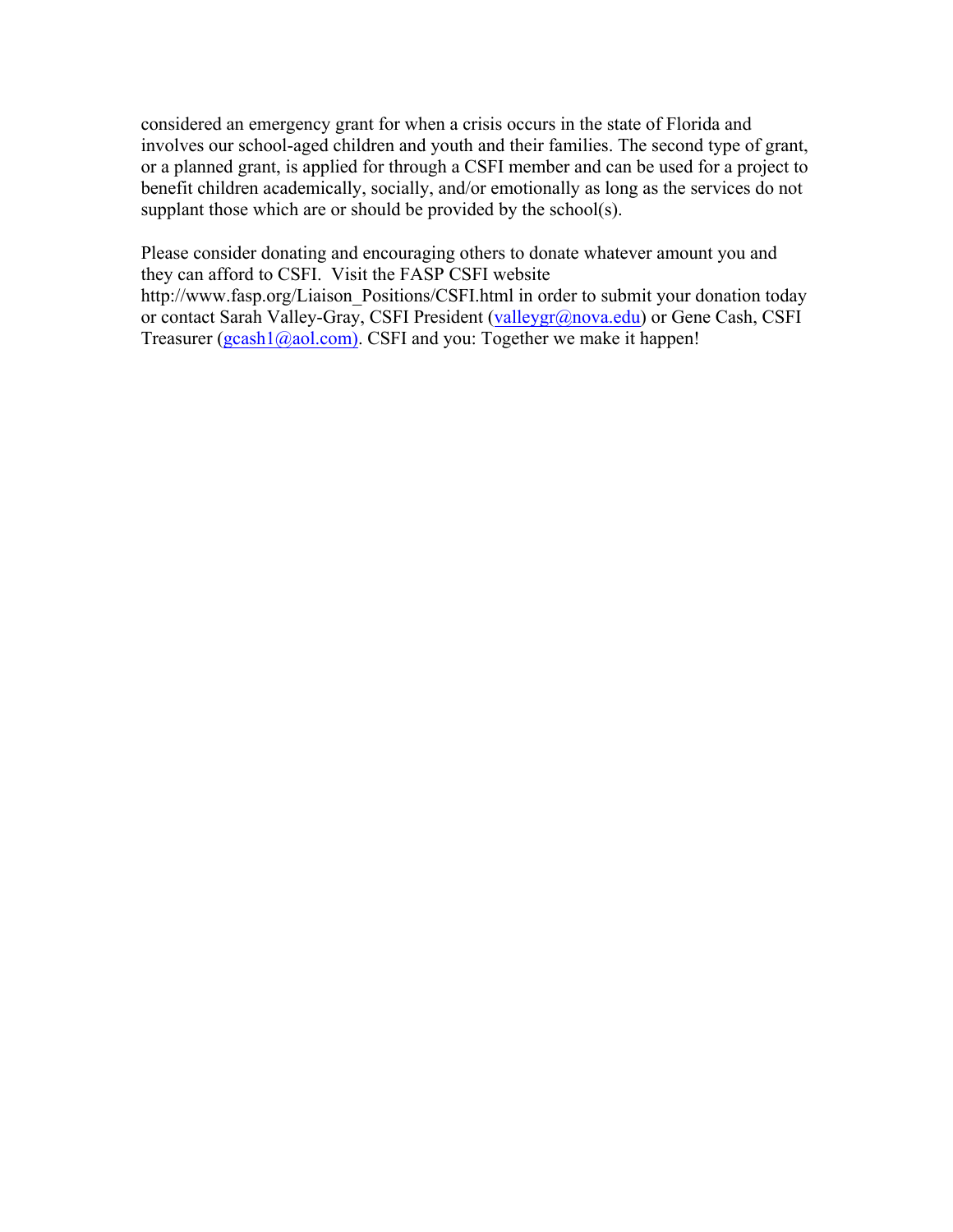considered an emergency grant for when a crisis occurs in the state of Florida and involves our school-aged children and youth and their families. The second type of grant, or a planned grant, is applied for through a CSFI member and can be used for a project to benefit children academically, socially, and/or emotionally as long as the services do not supplant those which are or should be provided by the school(s).

Please consider donating and encouraging others to donate whatever amount you and they can afford to CSFI. Visit the FASP CSFI website http://www.fasp.org/Liaison_Positions/CSFI.html in order to submit your donation today or contact Sarah Valley-Gray, CSFI President (valleygr@nova.edu) or Gene Cash, CSFI Treasurer (gcash1@aol.com). CSFI and you: Together we make it happen!